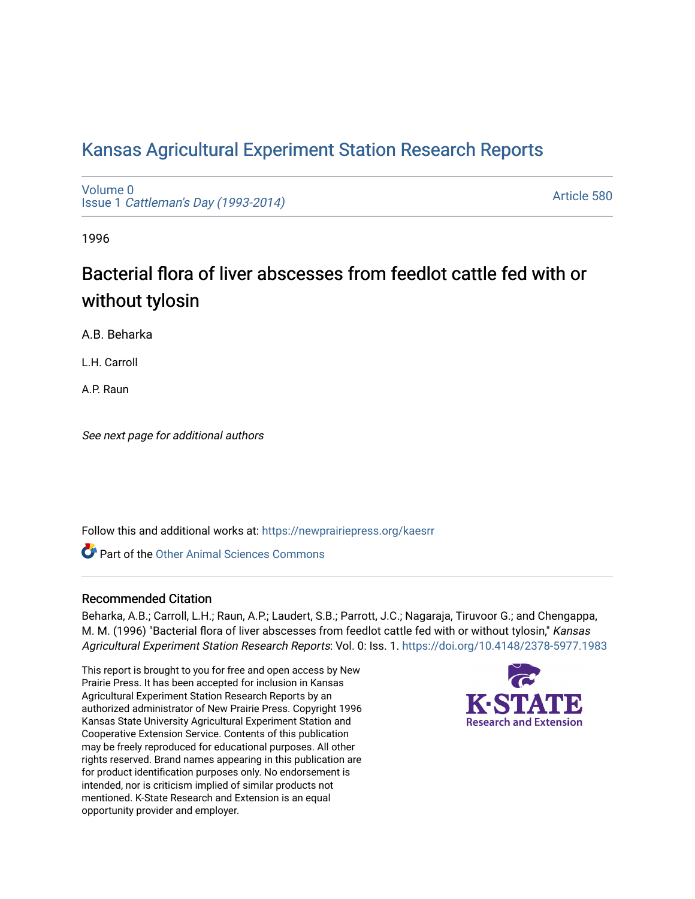# Kansas Agricultural Experiment Station Research Reports

Volume 0
Issue 1 *Cattleman's Day (1993-2014)*

Article 580

1996

## Bacterial flora of liver abscesses from feedlot cattle fed with or without tylosin

A.B. Beharka

L.H. Carroll

A.P. Raun

*See next page for additional authors*

Follow this and additional works at: https://newprairiepress.org/kaesrr

Part of the Other Animal Sciences Commons

### Recommended Citation

Beharka, A.B.; Carroll, L.H.; Raun, A.P.; Laudert, S.B.; Parrott, J.C.; Nagaraja, Tiruvoor G.; and Chengappa, M. M. (1996) "Bacterial flora of liver abscesses from feedlot cattle fed with or without tylosin," *Kansas Agricultural Experiment Station Research Reports*: Vol. 0: Iss. 1. https://doi.org/10.4148/2378-5977.1983

This report is brought to you for free and open access by New Prairie Press. It has been accepted for inclusion in Kansas Agricultural Experiment Station Research Reports by an authorized administrator of New Prairie Press. Copyright 1996 Kansas State University Agricultural Experiment Station and Cooperative Extension Service. Contents of this publication may be freely reproduced for educational purposes. All other rights reserved. Brand names appearing in this publication are for product identification purposes only. No endorsement is intended, nor is criticism implied of similar products not mentioned. K-State Research and Extension is an equal opportunity provider and employer.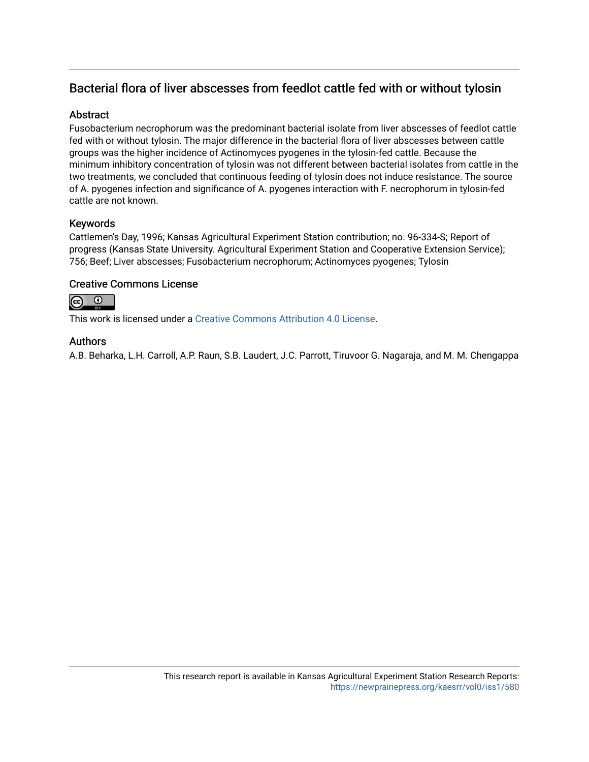## Bacterial flora of liver abscesses from feedlot cattle fed with or without tylosin

### Abstract

Fusobacterium necrophorum was the predominant bacterial isolate from liver abscesses of feedlot cattle fed with or without tylosin. The major difference in the bacterial flora of liver abscesses between cattle groups was the higher incidence of Actinomyces pyogenes in the tylosin-fed cattle. Because the minimum inhibitory concentration of tylosin was not different between bacterial isolates from cattle in the two treatments, we concluded that continuous feeding of tylosin does not induce resistance. The source of A. pyogenes infection and significance of A. pyogenes interaction with F. necrophorum in tylosin-fed cattle are not known.

### Keywords

Cattlemen's Day, 1996; Kansas Agricultural Experiment Station contribution; no. 96-334-S; Report of progress (Kansas State University. Agricultural Experiment Station and Cooperative Extension Service); 756; Beef; Liver abscesses; Fusobacterium necrophorum; Actinomyces pyogenes; Tylosin

### Creative Commons License

This work is licensed under a Creative Commons Attribution 4.0 License.

### Authors

A.B. Beharka, L.H. Carroll, A.P. Raun, S.B. Laudert, J.C. Parrott, Tiruvoor G. Nagaraja, and M. M. Chengappa

This research report is available in Kansas Agricultural Experiment Station Research Reports: https://newprairiepress.org/kaesrr/vol0/iss1/580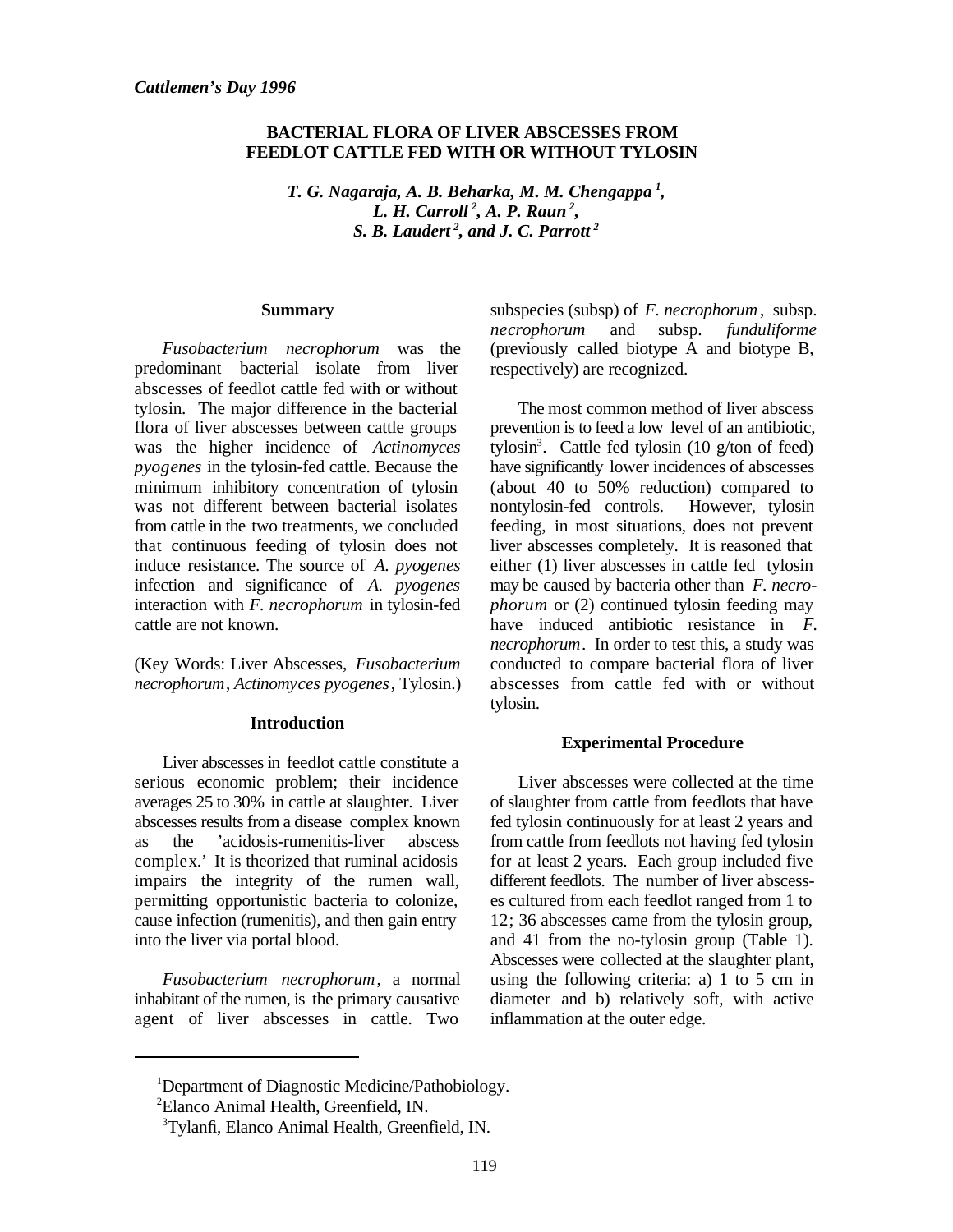*Cattlemen's Day 1996*

# BACTERIAL FLORA OF LIVER ABSCESSES FROM FEEDLOT CATTLE FED WITH OR WITHOUT TYLOSIN

***T. G. Nagaraja, A. B. Beharka, M. M. Chengappa [1], L. H. Carroll [2], A. P. Raun [2], S. B. Laudert [2], and J. C. Parrott [2]***

## Summary

*Fusobacterium necrophorum* was the predominant bacterial isolate from liver abscesses of feedlot cattle fed with or without tylosin. The major difference in the bacterial flora of liver abscesses between cattle groups was the higher incidence of *Actinomyces pyogenes* in the tylosin-fed cattle. Because the minimum inhibitory concentration of tylosin was not different between bacterial isolates from cattle in the two treatments, we concluded that continuous feeding of tylosin does not induce resistance. The source of *A. pyogenes* infection and significance of *A. pyogenes* interaction with *F. necrophorum* in tylosin-fed cattle are not known.

(Key Words: Liver Abscesses, *Fusobacterium necrophorum*, *Actinomyces pyogenes*, Tylosin.)

## Introduction

Liver abscesses in feedlot cattle constitute a serious economic problem; their incidence averages 25 to 30% in cattle at slaughter. Liver abscesses results from a disease complex known as the 'acidosis-rumenitis-liver abscess complex.' It is theorized that ruminal acidosis impairs the integrity of the rumen wall, permitting opportunistic bacteria to colonize, cause infection (rumenitis), and then gain entry into the liver via portal blood.

*Fusobacterium necrophorum*, a normal inhabitant of the rumen, is the primary causative agent of liver abscesses in cattle. Two subspecies (subsp) of *F. necrophorum*, subsp. *necrophorum* and subsp. *funduliforme* (previously called biotype A and biotype B, respectively) are recognized.

The most common method of liver abscess prevention is to feed a low level of an antibiotic, tylosin[3]. Cattle fed tylosin (10 g/ton of feed) have significantly lower incidences of abscesses (about 40 to 50% reduction) compared to nontylosin-fed controls. However, tylosin feeding, in most situations, does not prevent liver abscesses completely. It is reasoned that either (1) liver abscesses in cattle fed tylosin may be caused by bacteria other than *F. necrophorum* or (2) continued tylosin feeding may have induced antibiotic resistance in *F. necrophorum*. In order to test this, a study was conducted to compare bacterial flora of liver abscesses from cattle fed with or without tylosin.

## Experimental Procedure

Liver abscesses were collected at the time of slaughter from cattle from feedlots that have fed tylosin continuously for at least 2 years and from cattle from feedlots not having fed tylosin for at least 2 years. Each group included five different feedlots. The number of liver abscesses cultured from each feedlot ranged from 1 to 12; 36 abscesses came from the tylosin group, and 41 from the no-tylosin group (Table 1). Abscesses were collected at the slaughter plant, using the following criteria: a) 1 to 5 cm in diameter and b) relatively soft, with active inflammation at the outer edge.

---

[1] Department of Diagnostic Medicine/Pathobiology.

[2] Elanco Animal Health, Greenfield, IN.

[3] Tylanfi, Elanco Animal Health, Greenfield, IN.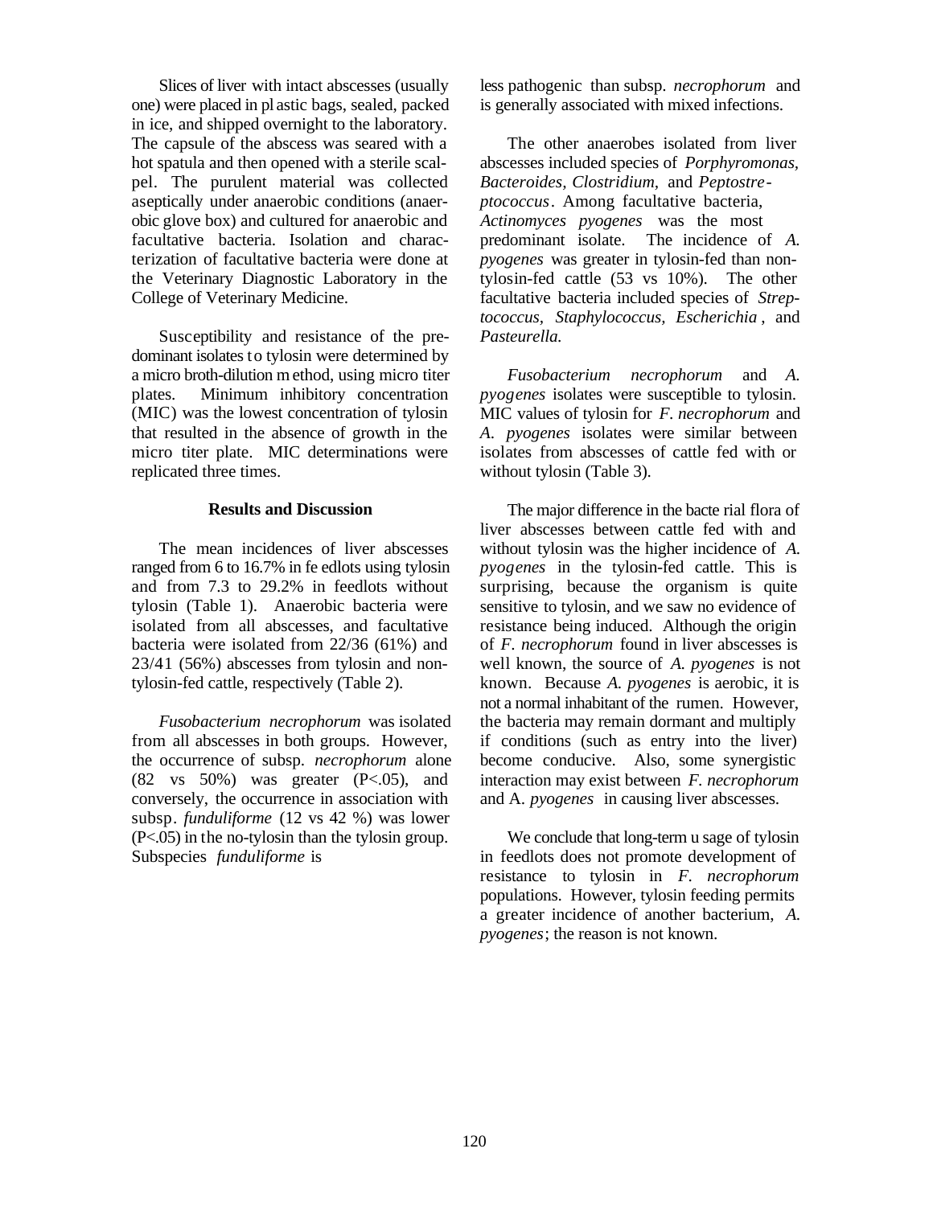Slices of liver with intact abscesses (usually one) were placed in plastic bags, sealed, packed in ice, and shipped overnight to the laboratory. The capsule of the abscess was seared with a hot spatula and then opened with a sterile scalpel. The purulent material was collected aseptically under anaerobic conditions (anaerobic glove box) and cultured for anaerobic and facultative bacteria. Isolation and characterization of facultative bacteria were done at the Veterinary Diagnostic Laboratory in the College of Veterinary Medicine.

Susceptibility and resistance of the predominant isolates to tylosin were determined by a micro broth-dilution method, using micro titer plates. Minimum inhibitory concentration (MIC) was the lowest concentration of tylosin that resulted in the absence of growth in the micro titer plate. MIC determinations were replicated three times.

## Results and Discussion

The mean incidences of liver abscesses ranged from 6 to 16.7% in feedlots using tylosin and from 7.3 to 29.2% in feedlots without tylosin (Table 1). Anaerobic bacteria were isolated from all abscesses, and facultative bacteria were isolated from 22/36 (61%) and 23/41 (56%) abscesses from tylosin and non-tylosin-fed cattle, respectively (Table 2).

*Fusobacterium necrophorum* was isolated from all abscesses in both groups. However, the occurrence of subsp. *necrophorum* alone (82 vs 50%) was greater ($P<.05$), and conversely, the occurrence in association with subsp. *funduliforme* (12 vs 42 %) was lower ($P<.05$) in the no-tylosin than the tylosin group. Subspecies *funduliforme* is less pathogenic than subsp. *necrophorum* and is generally associated with mixed infections.

The other anaerobes isolated from liver abscesses included species of *Porphyromonas, Bacteroides, Clostridium,* and *Peptostreptococcus*. Among facultative bacteria, *Actinomyces pyogenes* was the most predominant isolate. The incidence of *A. pyogenes* was greater in tylosin-fed than non-tylosin-fed cattle (53 vs 10%). The other facultative bacteria included species of *Streptococcus, Staphylococcus, Escherichia*, and *Pasteurella.*

*Fusobacterium necrophorum* and *A. pyogenes* isolates were susceptible to tylosin. MIC values of tylosin for *F. necrophorum* and *A. pyogenes* isolates were similar between isolates from abscesses of cattle fed with or without tylosin (Table 3).

The major difference in the bacterial flora of liver abscesses between cattle fed with and without tylosin was the higher incidence of *A. pyogenes* in the tylosin-fed cattle. This is surprising, because the organism is quite sensitive to tylosin, and we saw no evidence of resistance being induced. Although the origin of *F. necrophorum* found in liver abscesses is well known, the source of *A. pyogenes* is not known. Because *A. pyogenes* is aerobic, it is not a normal inhabitant of the rumen. However, the bacteria may remain dormant and multiply if conditions (such as entry into the liver) become conducive. Also, some synergistic interaction may exist between *F. necrophorum* and A. *pyogenes* in causing liver abscesses.

We conclude that long-term usage of tylosin in feedlots does not promote development of resistance to tylosin in *F. necrophorum* populations. However, tylosin feeding permits a greater incidence of another bacterium, *A. pyogenes*; the reason is not known.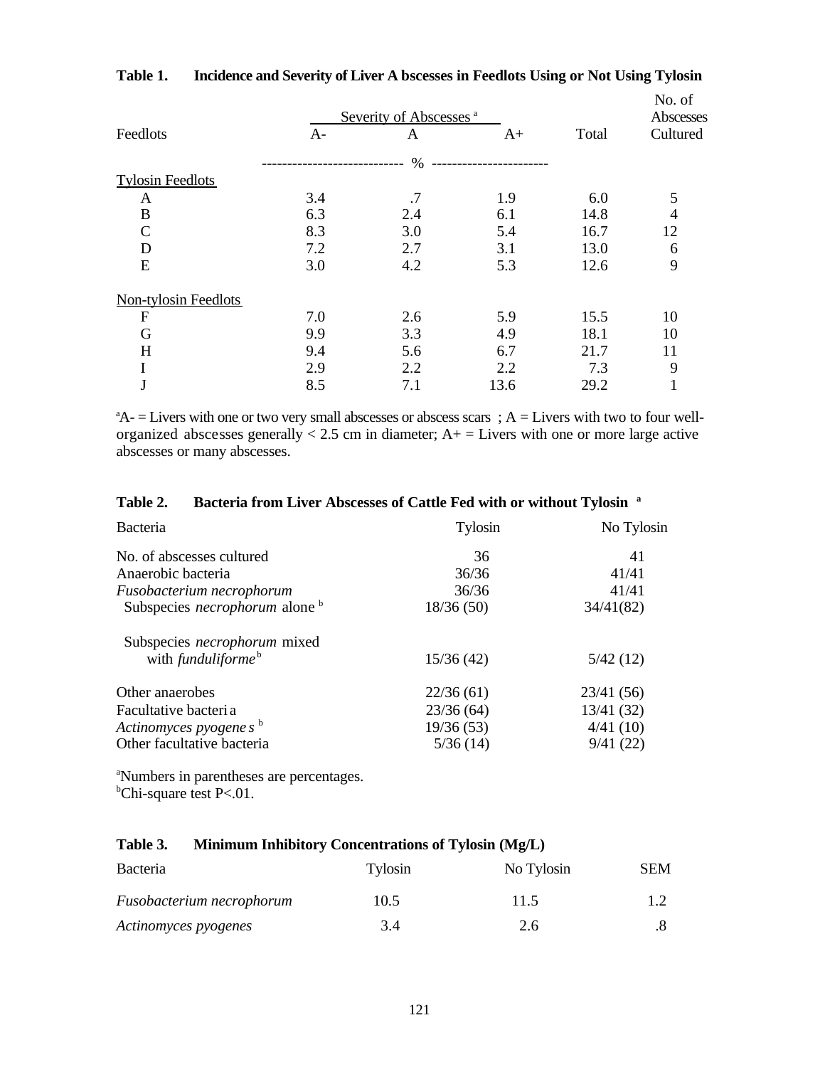**Table 1. Incidence and Severity of Liver Abscesses in Feedlots Using or Not Using Tylosin**

| Feedlots | Severity of Abscesses [a] A- | A | A+ | Total | No. of Abscesses Cultured |
|---|---|---|---|---|---|
| | ---------- | % | ---------- | | |
| Tylosin Feedlots | | | | | |
| A | 3.4 | .7 | 1.9 | 6.0 | 5 |
| B | 6.3 | 2.4 | 6.1 | 14.8 | 4 |
| C | 8.3 | 3.0 | 5.4 | 16.7 | 12 |
| D | 7.2 | 2.7 | 3.1 | 13.0 | 6 |
| E | 3.0 | 4.2 | 5.3 | 12.6 | 9 |
| Non-tylosin Feedlots | | | | | |
| F | 7.0 | 2.6 | 5.9 | 15.5 | 10 |
| G | 9.9 | 3.3 | 4.9 | 18.1 | 10 |
| H | 9.4 | 5.6 | 6.7 | 21.7 | 11 |
| I | 2.9 | 2.2 | 2.2 | 7.3 | 9 |
| J | 8.5 | 7.1 | 13.6 | 29.2 | 1 |

[a]A- = Livers with one or two very small abscesses or abscess scars ; A = Livers with two to four well-organized abscesses generally < 2.5 cm in diameter; A+ = Livers with one or more large active abscesses or many abscesses.

**Table 2. Bacteria from Liver Abscesses of Cattle Fed with or without Tylosin [a]**

| Bacteria | Tylosin | No Tylosin |
|---|---|---|
| No. of abscesses cultured | 36 | 41 |
| Anaerobic bacteria | 36/36 | 41/41 |
| *Fusobacterium necrophorum* | 36/36 | 41/41 |
| Subspecies *necrophorum* alone [b] | 18/36 (50) | 34/41(82) |
| Subspecies *necrophorum* mixed with *funduliforme*[b] | 15/36 (42) | 5/42 (12) |
| Other anaerobes | 22/36 (61) | 23/41 (56) |
| Facultative bacteria | 23/36 (64) | 13/41 (32) |
| *Actinomyces pyogenes* [b] | 19/36 (53) | 4/41 (10) |
| Other facultative bacteria | 5/36 (14) | 9/41 (22) |

[a]Numbers in parentheses are percentages.
[b]Chi-square test P<.01.

**Table 3. Minimum Inhibitory Concentrations of Tylosin (Mg/L)**

| Bacteria | Tylosin | No Tylosin | SEM |
|---|---|---|---|
| *Fusobacterium necrophorum* | 10.5 | 11.5 | 1.2 |
| *Actinomyces pyogenes* | 3.4 | 2.6 | .8 |